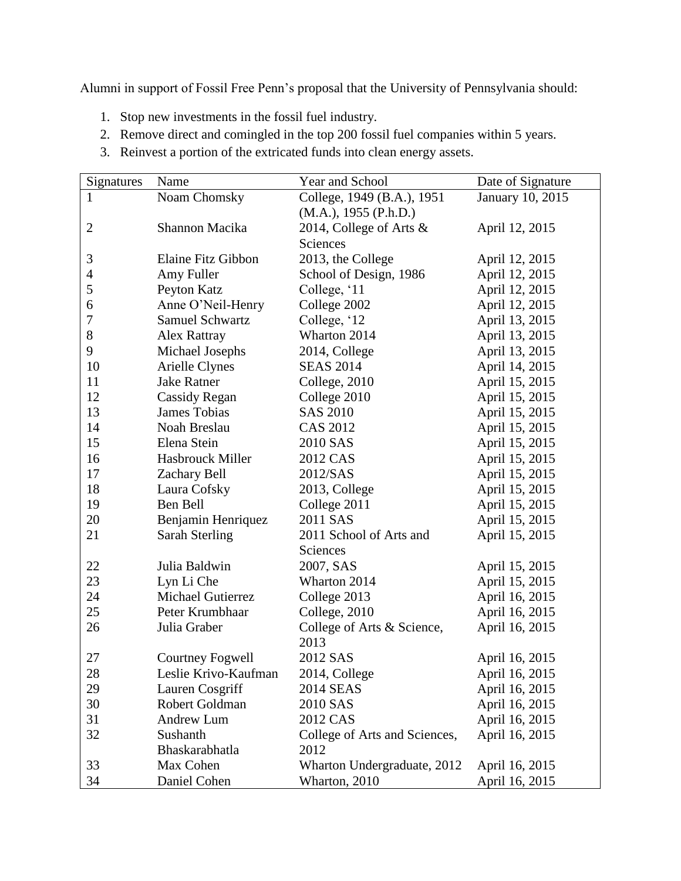Alumni in support of Fossil Free Penn's proposal that the University of Pennsylvania should:

1. Stop new investments in the fossil fuel industry.
2. Remove direct and comingled in the top 200 fossil fuel companies within 5 years.
3. Reinvest a portion of the extricated funds into clean energy assets.

| Signatures | Name | Year and School | Date of Signature |
|---|---|---|---|
| 1 | Noam Chomsky | College, 1949 (B.A.), 1951 (M.A.), 1955 (P.h.D.) | January 10, 2015 |
| 2 | Shannon Macika | 2014, College of Arts & Sciences | April 12, 2015 |
| 3 | Elaine Fitz Gibbon | 2013, the College | April 12, 2015 |
| 4 | Amy Fuller | School of Design, 1986 | April 12, 2015 |
| 5 | Peyton Katz | College, '11 | April 12, 2015 |
| 6 | Anne O'Neil-Henry | College 2002 | April 12, 2015 |
| 7 | Samuel Schwartz | College, '12 | April 13, 2015 |
| 8 | Alex Rattray | Wharton 2014 | April 13, 2015 |
| 9 | Michael Josephs | 2014, College | April 13, 2015 |
| 10 | Arielle Clynes | SEAS 2014 | April 14, 2015 |
| 11 | Jake Ratner | College, 2010 | April 15, 2015 |
| 12 | Cassidy Regan | College 2010 | April 15, 2015 |
| 13 | James Tobias | SAS 2010 | April 15, 2015 |
| 14 | Noah Breslau | CAS 2012 | April 15, 2015 |
| 15 | Elena Stein | 2010 SAS | April 15, 2015 |
| 16 | Hasbrouck Miller | 2012 CAS | April 15, 2015 |
| 17 | Zachary Bell | 2012/SAS | April 15, 2015 |
| 18 | Laura Cofsky | 2013, College | April 15, 2015 |
| 19 | Ben Bell | College 2011 | April 15, 2015 |
| 20 | Benjamin Henriquez | 2011 SAS | April 15, 2015 |
| 21 | Sarah Sterling | 2011 School of Arts and Sciences | April 15, 2015 |
| 22 | Julia Baldwin | 2007, SAS | April 15, 2015 |
| 23 | Lyn Li Che | Wharton 2014 | April 15, 2015 |
| 24 | Michael Gutierrez | College 2013 | April 16, 2015 |
| 25 | Peter Krumbhaar | College, 2010 | April 16, 2015 |
| 26 | Julia Graber | College of Arts & Science, 2013 | April 16, 2015 |
| 27 | Courtney Fogwell | 2012 SAS | April 16, 2015 |
| 28 | Leslie Krivo-Kaufman | 2014, College | April 16, 2015 |
| 29 | Lauren Cosgriff | 2014 SEAS | April 16, 2015 |
| 30 | Robert Goldman | 2010 SAS | April 16, 2015 |
| 31 | Andrew Lum | 2012 CAS | April 16, 2015 |
| 32 | Sushanth Bhaskarabhatla | College of Arts and Sciences, 2012 | April 16, 2015 |
| 33 | Max Cohen | Wharton Undergraduate, 2012 | April 16, 2015 |
| 34 | Daniel Cohen | Wharton, 2010 | April 16, 2015 |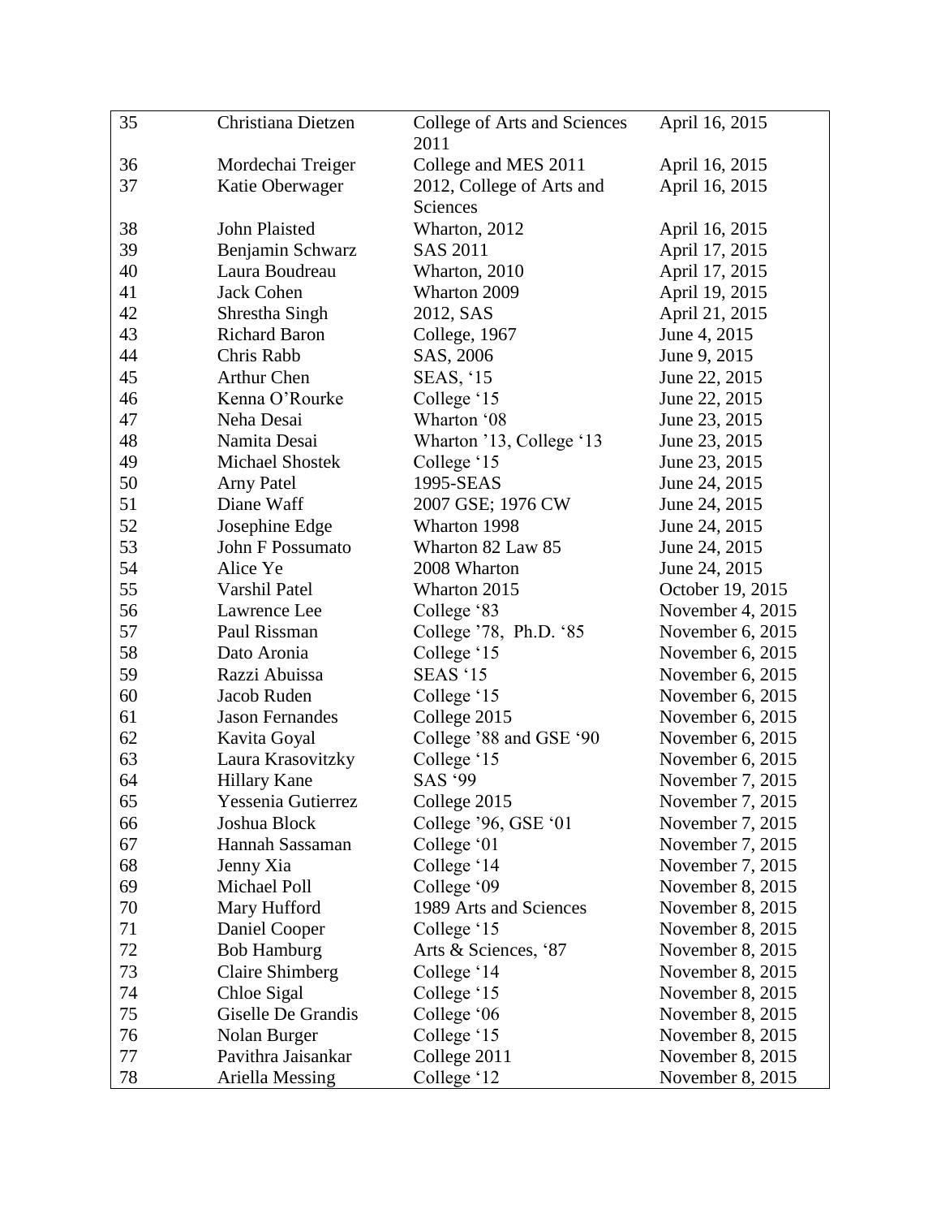| | | | |
|---|---|---|---|
| 35 | Christiana Dietzen | College of Arts and Sciences 2011 | April 16, 2015 |
| 36 | Mordechai Treiger | College and MES 2011 | April 16, 2015 |
| 37 | Katie Oberwager | 2012, College of Arts and Sciences | April 16, 2015 |
| 38 | John Plaisted | Wharton, 2012 | April 16, 2015 |
| 39 | Benjamin Schwarz | SAS 2011 | April 17, 2015 |
| 40 | Laura Boudreau | Wharton, 2010 | April 17, 2015 |
| 41 | Jack Cohen | Wharton 2009 | April 19, 2015 |
| 42 | Shrestha Singh | 2012, SAS | April 21, 2015 |
| 43 | Richard Baron | College, 1967 | June 4, 2015 |
| 44 | Chris Rabb | SAS, 2006 | June 9, 2015 |
| 45 | Arthur Chen | SEAS, '15 | June 22, 2015 |
| 46 | Kenna O'Rourke | College '15 | June 22, 2015 |
| 47 | Neha Desai | Wharton '08 | June 23, 2015 |
| 48 | Namita Desai | Wharton '13, College '13 | June 23, 2015 |
| 49 | Michael Shostek | College '15 | June 23, 2015 |
| 50 | Arny Patel | 1995-SEAS | June 24, 2015 |
| 51 | Diane Waff | 2007 GSE; 1976 CW | June 24, 2015 |
| 52 | Josephine Edge | Wharton 1998 | June 24, 2015 |
| 53 | John F Possumato | Wharton 82 Law 85 | June 24, 2015 |
| 54 | Alice Ye | 2008 Wharton | June 24, 2015 |
| 55 | Varshil Patel | Wharton 2015 | October 19, 2015 |
| 56 | Lawrence Lee | College '83 | November 4, 2015 |
| 57 | Paul Rissman | College '78, Ph.D. '85 | November 6, 2015 |
| 58 | Dato Aronia | College '15 | November 6, 2015 |
| 59 | Razzi Abuissa | SEAS '15 | November 6, 2015 |
| 60 | Jacob Ruden | College '15 | November 6, 2015 |
| 61 | Jason Fernandes | College 2015 | November 6, 2015 |
| 62 | Kavita Goyal | College '88 and GSE '90 | November 6, 2015 |
| 63 | Laura Krasovitzky | College '15 | November 6, 2015 |
| 64 | Hillary Kane | SAS '99 | November 7, 2015 |
| 65 | Yessenia Gutierrez | College 2015 | November 7, 2015 |
| 66 | Joshua Block | College '96, GSE '01 | November 7, 2015 |
| 67 | Hannah Sassaman | College '01 | November 7, 2015 |
| 68 | Jenny Xia | College '14 | November 7, 2015 |
| 69 | Michael Poll | College '09 | November 8, 2015 |
| 70 | Mary Hufford | 1989 Arts and Sciences | November 8, 2015 |
| 71 | Daniel Cooper | College '15 | November 8, 2015 |
| 72 | Bob Hamburg | Arts & Sciences, '87 | November 8, 2015 |
| 73 | Claire Shimberg | College '14 | November 8, 2015 |
| 74 | Chloe Sigal | College '15 | November 8, 2015 |
| 75 | Giselle De Grandis | College '06 | November 8, 2015 |
| 76 | Nolan Burger | College '15 | November 8, 2015 |
| 77 | Pavithra Jaisankar | College 2011 | November 8, 2015 |
| 78 | Ariella Messing | College '12 | November 8, 2015 |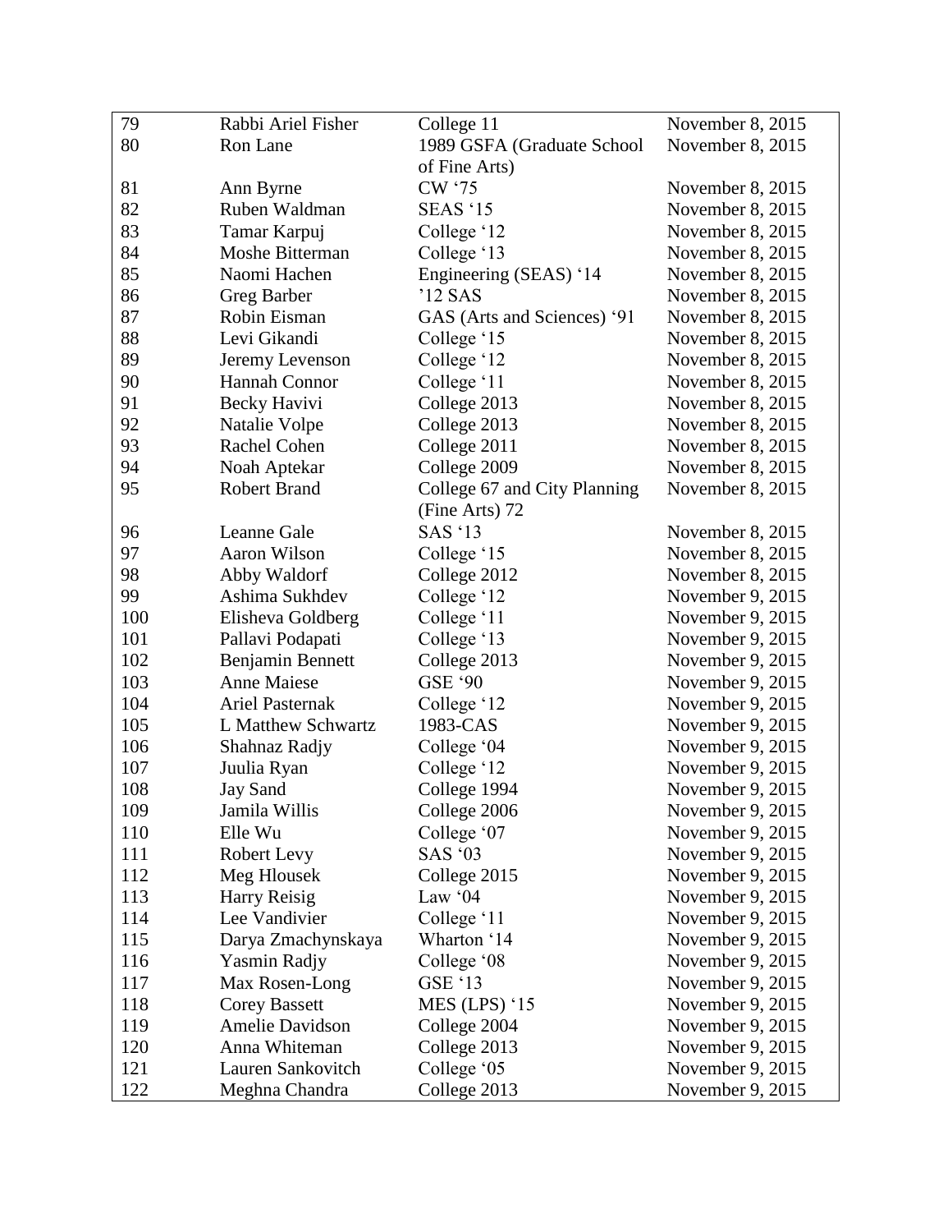| 79 | Rabbi Ariel Fisher | College 11 | November 8, 2015 |
|---|---|---|---|
| 80 | Ron Lane | 1989 GSFA (Graduate School of Fine Arts) | November 8, 2015 |
| 81 | Ann Byrne | CW '75 | November 8, 2015 |
| 82 | Ruben Waldman | SEAS '15 | November 8, 2015 |
| 83 | Tamar Karpuj | College '12 | November 8, 2015 |
| 84 | Moshe Bitterman | College '13 | November 8, 2015 |
| 85 | Naomi Hachen | Engineering (SEAS) '14 | November 8, 2015 |
| 86 | Greg Barber | '12 SAS | November 8, 2015 |
| 87 | Robin Eisman | GAS (Arts and Sciences) '91 | November 8, 2015 |
| 88 | Levi Gikandi | College '15 | November 8, 2015 |
| 89 | Jeremy Levenson | College '12 | November 8, 2015 |
| 90 | Hannah Connor | College '11 | November 8, 2015 |
| 91 | Becky Havivi | College 2013 | November 8, 2015 |
| 92 | Natalie Volpe | College 2013 | November 8, 2015 |
| 93 | Rachel Cohen | College 2011 | November 8, 2015 |
| 94 | Noah Aptekar | College 2009 | November 8, 2015 |
| 95 | Robert Brand | College 67 and City Planning (Fine Arts) 72 | November 8, 2015 |
| 96 | Leanne Gale | SAS '13 | November 8, 2015 |
| 97 | Aaron Wilson | College '15 | November 8, 2015 |
| 98 | Abby Waldorf | College 2012 | November 8, 2015 |
| 99 | Ashima Sukhdev | College '12 | November 9, 2015 |
| 100 | Elisheva Goldberg | College '11 | November 9, 2015 |
| 101 | Pallavi Podapati | College '13 | November 9, 2015 |
| 102 | Benjamin Bennett | College 2013 | November 9, 2015 |
| 103 | Anne Maiese | GSE '90 | November 9, 2015 |
| 104 | Ariel Pasternak | College '12 | November 9, 2015 |
| 105 | L Matthew Schwartz | 1983-CAS | November 9, 2015 |
| 106 | Shahnaz Radjy | College '04 | November 9, 2015 |
| 107 | Juulia Ryan | College '12 | November 9, 2015 |
| 108 | Jay Sand | College 1994 | November 9, 2015 |
| 109 | Jamila Willis | College 2006 | November 9, 2015 |
| 110 | Elle Wu | College '07 | November 9, 2015 |
| 111 | Robert Levy | SAS '03 | November 9, 2015 |
| 112 | Meg Hlousek | College 2015 | November 9, 2015 |
| 113 | Harry Reisig | Law '04 | November 9, 2015 |
| 114 | Lee Vandivier | College '11 | November 9, 2015 |
| 115 | Darya Zmachynskaya | Wharton '14 | November 9, 2015 |
| 116 | Yasmin Radjy | College '08 | November 9, 2015 |
| 117 | Max Rosen-Long | GSE '13 | November 9, 2015 |
| 118 | Corey Bassett | MES (LPS) '15 | November 9, 2015 |
| 119 | Amelie Davidson | College 2004 | November 9, 2015 |
| 120 | Anna Whiteman | College 2013 | November 9, 2015 |
| 121 | Lauren Sankovitch | College '05 | November 9, 2015 |
| 122 | Meghna Chandra | College 2013 | November 9, 2015 |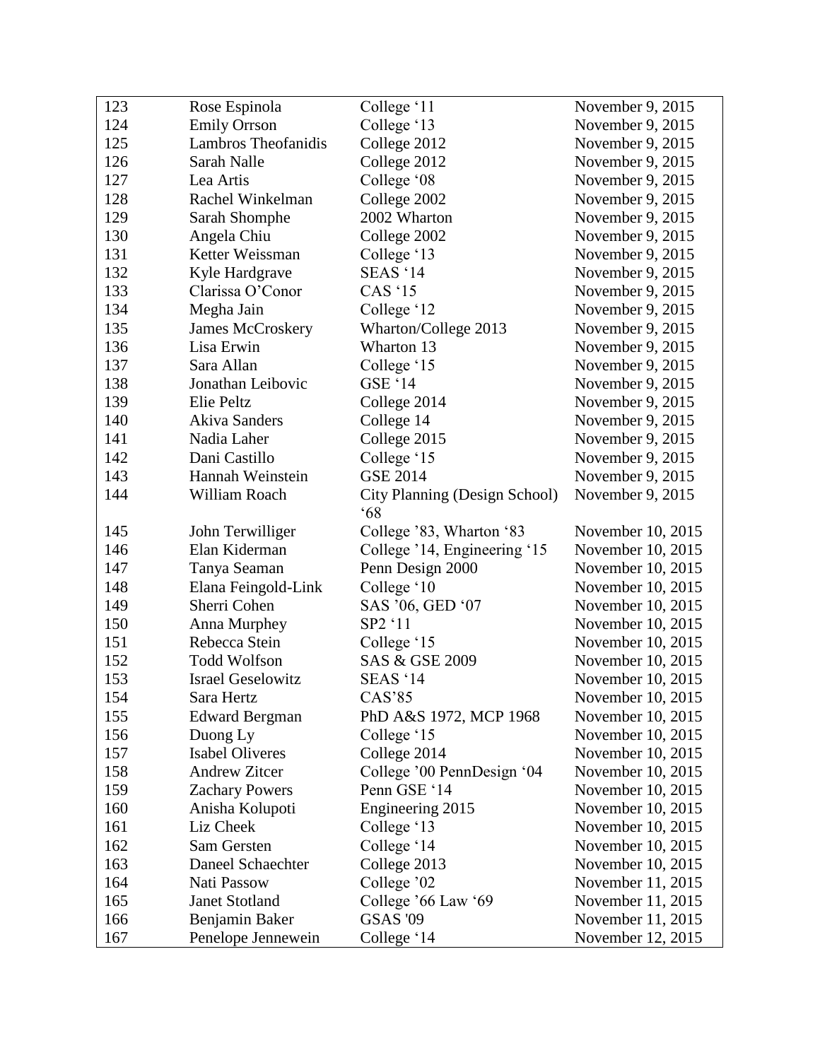| 123 | Rose Espinola | College '11 | November 9, 2015 |
|---|---|---|---|
| 124 | Emily Orrson | College '13 | November 9, 2015 |
| 125 | Lambros Theofanidis | College 2012 | November 9, 2015 |
| 126 | Sarah Nalle | College 2012 | November 9, 2015 |
| 127 | Lea Artis | College '08 | November 9, 2015 |
| 128 | Rachel Winkelman | College 2002 | November 9, 2015 |
| 129 | Sarah Shomphe | 2002 Wharton | November 9, 2015 |
| 130 | Angela Chiu | College 2002 | November 9, 2015 |
| 131 | Ketter Weissman | College '13 | November 9, 2015 |
| 132 | Kyle Hardgrave | SEAS '14 | November 9, 2015 |
| 133 | Clarissa O'Conor | CAS '15 | November 9, 2015 |
| 134 | Megha Jain | College '12 | November 9, 2015 |
| 135 | James McCroskery | Wharton/College 2013 | November 9, 2015 |
| 136 | Lisa Erwin | Wharton 13 | November 9, 2015 |
| 137 | Sara Allan | College '15 | November 9, 2015 |
| 138 | Jonathan Leibovic | GSE '14 | November 9, 2015 |
| 139 | Elie Peltz | College 2014 | November 9, 2015 |
| 140 | Akiva Sanders | College 14 | November 9, 2015 |
| 141 | Nadia Laher | College 2015 | November 9, 2015 |
| 142 | Dani Castillo | College '15 | November 9, 2015 |
| 143 | Hannah Weinstein | GSE 2014 | November 9, 2015 |
| 144 | William Roach | City Planning (Design School) '68 | November 9, 2015 |
| 145 | John Terwilliger | College '83, Wharton '83 | November 10, 2015 |
| 146 | Elan Kiderman | College '14, Engineering '15 | November 10, 2015 |
| 147 | Tanya Seaman | Penn Design 2000 | November 10, 2015 |
| 148 | Elana Feingold-Link | College '10 | November 10, 2015 |
| 149 | Sherri Cohen | SAS '06, GED '07 | November 10, 2015 |
| 150 | Anna Murphey | SP2 '11 | November 10, 2015 |
| 151 | Rebecca Stein | College '15 | November 10, 2015 |
| 152 | Todd Wolfson | SAS & GSE 2009 | November 10, 2015 |
| 153 | Israel Geselowitz | SEAS '14 | November 10, 2015 |
| 154 | Sara Hertz | CAS'85 | November 10, 2015 |
| 155 | Edward Bergman | PhD A&S 1972, MCP 1968 | November 10, 2015 |
| 156 | Duong Ly | College '15 | November 10, 2015 |
| 157 | Isabel Oliveres | College 2014 | November 10, 2015 |
| 158 | Andrew Zitcer | College '00 PennDesign '04 | November 10, 2015 |
| 159 | Zachary Powers | Penn GSE '14 | November 10, 2015 |
| 160 | Anisha Kolupoti | Engineering 2015 | November 10, 2015 |
| 161 | Liz Cheek | College '13 | November 10, 2015 |
| 162 | Sam Gersten | College '14 | November 10, 2015 |
| 163 | Daneel Schaechter | College 2013 | November 10, 2015 |
| 164 | Nati Passow | College '02 | November 11, 2015 |
| 165 | Janet Stotland | College '66 Law '69 | November 11, 2015 |
| 166 | Benjamin Baker | GSAS '09 | November 11, 2015 |
| 167 | Penelope Jennewein | College '14 | November 12, 2015 |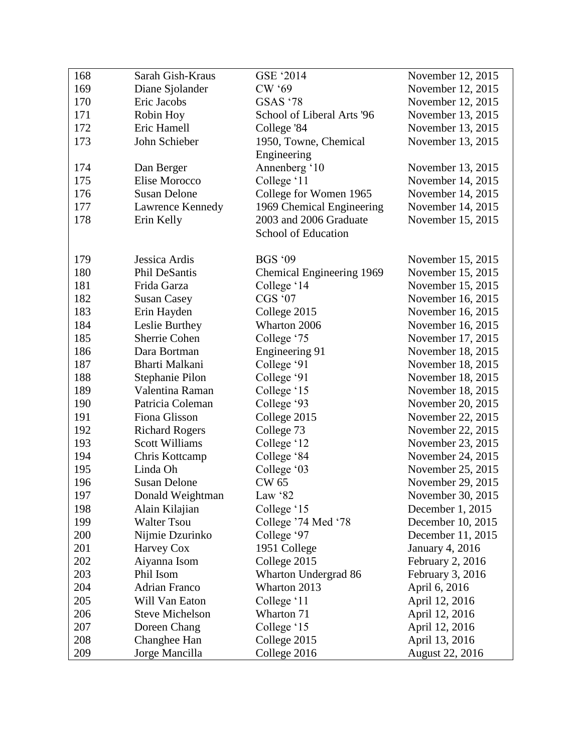| 168 | Sarah Gish-Kraus | GSE '2014 | November 12, 2015 |
|---|---|---|---|
| 169 | Diane Sjolander | CW '69 | November 12, 2015 |
| 170 | Eric Jacobs | GSAS '78 | November 12, 2015 |
| 171 | Robin Hoy | School of Liberal Arts '96 | November 13, 2015 |
| 172 | Eric Hamell | College '84 | November 13, 2015 |
| 173 | John Schieber | 1950, Towne, Chemical Engineering | November 13, 2015 |
| 174 | Dan Berger | Annenberg '10 | November 13, 2015 |
| 175 | Elise Morocco | College '11 | November 14, 2015 |
| 176 | Susan Delone | College for Women 1965 | November 14, 2015 |
| 177 | Lawrence Kennedy | 1969 Chemical Engineering | November 14, 2015 |
| 178 | Erin Kelly | 2003 and 2006 Graduate School of Education | November 15, 2015 |
| 179 | Jessica Ardis | BGS '09 | November 15, 2015 |
| 180 | Phil DeSantis | Chemical Engineering 1969 | November 15, 2015 |
| 181 | Frida Garza | College '14 | November 15, 2015 |
| 182 | Susan Casey | CGS '07 | November 16, 2015 |
| 183 | Erin Hayden | College 2015 | November 16, 2015 |
| 184 | Leslie Burthey | Wharton 2006 | November 16, 2015 |
| 185 | Sherrie Cohen | College '75 | November 17, 2015 |
| 186 | Dara Bortman | Engineering 91 | November 18, 2015 |
| 187 | Bharti Malkani | College '91 | November 18, 2015 |
| 188 | Stephanie Pilon | College '91 | November 18, 2015 |
| 189 | Valentina Raman | College '15 | November 18, 2015 |
| 190 | Patricia Coleman | College '93 | November 20, 2015 |
| 191 | Fiona Glisson | College 2015 | November 22, 2015 |
| 192 | Richard Rogers | College 73 | November 22, 2015 |
| 193 | Scott Williams | College '12 | November 23, 2015 |
| 194 | Chris Kottcamp | College '84 | November 24, 2015 |
| 195 | Linda Oh | College '03 | November 25, 2015 |
| 196 | Susan Delone | CW 65 | November 29, 2015 |
| 197 | Donald Weightman | Law '82 | November 30, 2015 |
| 198 | Alain Kilajian | College '15 | December 1, 2015 |
| 199 | Walter Tsou | College '74 Med '78 | December 10, 2015 |
| 200 | Nijmie Dzurinko | College '97 | December 11, 2015 |
| 201 | Harvey Cox | 1951 College | January 4, 2016 |
| 202 | Aiyanna Isom | College 2015 | February 2, 2016 |
| 203 | Phil Isom | Wharton Undergrad 86 | February 3, 2016 |
| 204 | Adrian Franco | Wharton 2013 | April 6, 2016 |
| 205 | Will Van Eaton | College '11 | April 12, 2016 |
| 206 | Steve Michelson | Wharton 71 | April 12, 2016 |
| 207 | Doreen Chang | College '15 | April 12, 2016 |
| 208 | Changhee Han | College 2015 | April 13, 2016 |
| 209 | Jorge Mancilla | College 2016 | August 22, 2016 |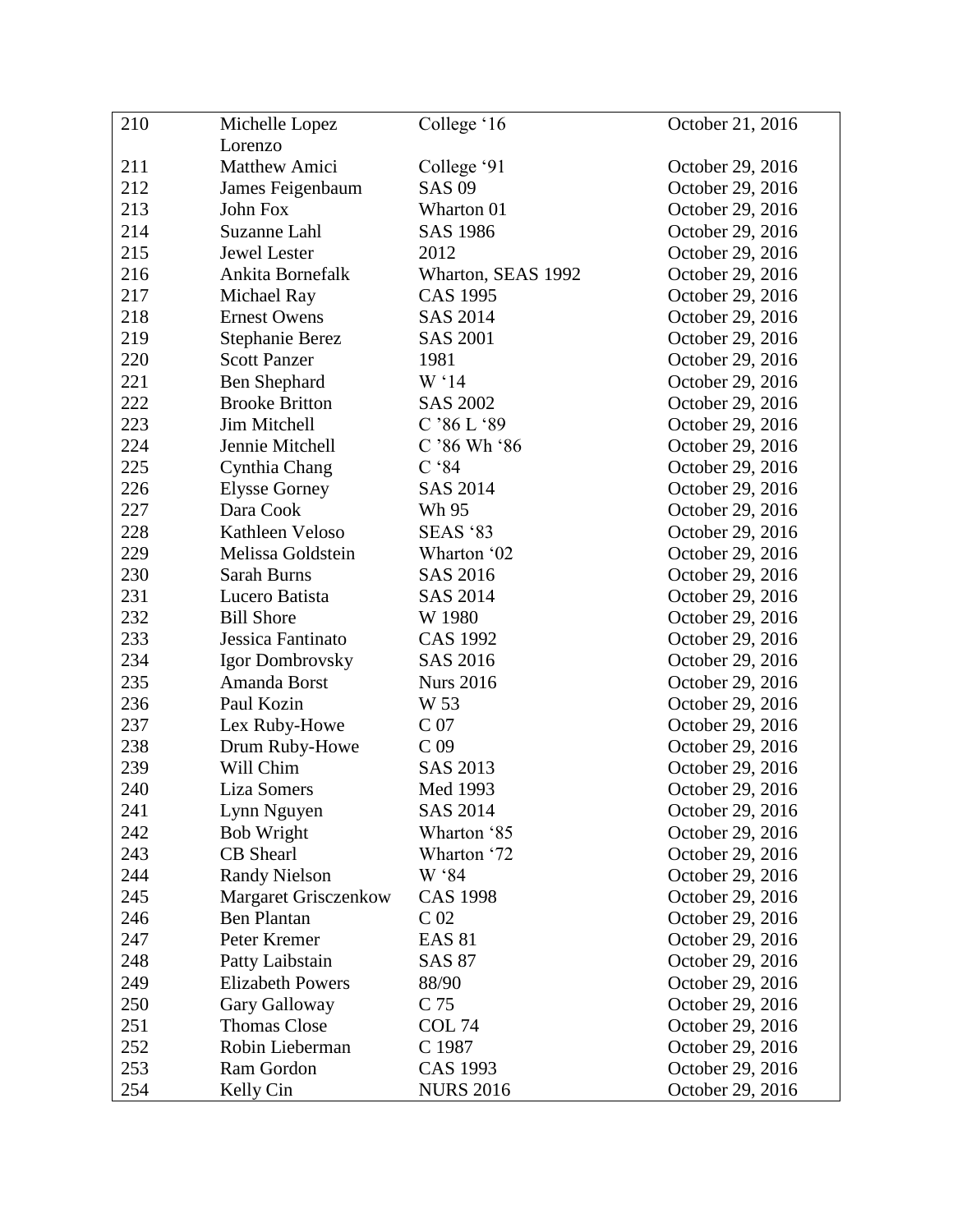| 210 | Michelle Lopez Lorenzo | College '16 | October 21, 2016 |
|---|---|---|---|
| 211 | Matthew Amici | College '91 | October 29, 2016 |
| 212 | James Feigenbaum | SAS 09 | October 29, 2016 |
| 213 | John Fox | Wharton 01 | October 29, 2016 |
| 214 | Suzanne Lahl | SAS 1986 | October 29, 2016 |
| 215 | Jewel Lester | 2012 | October 29, 2016 |
| 216 | Ankita Bornefalk | Wharton, SEAS 1992 | October 29, 2016 |
| 217 | Michael Ray | CAS 1995 | October 29, 2016 |
| 218 | Ernest Owens | SAS 2014 | October 29, 2016 |
| 219 | Stephanie Berez | SAS 2001 | October 29, 2016 |
| 220 | Scott Panzer | 1981 | October 29, 2016 |
| 221 | Ben Shephard | W '14 | October 29, 2016 |
| 222 | Brooke Britton | SAS 2002 | October 29, 2016 |
| 223 | Jim Mitchell | C '86 L '89 | October 29, 2016 |
| 224 | Jennie Mitchell | C '86 Wh '86 | October 29, 2016 |
| 225 | Cynthia Chang | C '84 | October 29, 2016 |
| 226 | Elysse Gorney | SAS 2014 | October 29, 2016 |
| 227 | Dara Cook | Wh 95 | October 29, 2016 |
| 228 | Kathleen Veloso | SEAS '83 | October 29, 2016 |
| 229 | Melissa Goldstein | Wharton '02 | October 29, 2016 |
| 230 | Sarah Burns | SAS 2016 | October 29, 2016 |
| 231 | Lucero Batista | SAS 2014 | October 29, 2016 |
| 232 | Bill Shore | W 1980 | October 29, 2016 |
| 233 | Jessica Fantinato | CAS 1992 | October 29, 2016 |
| 234 | Igor Dombrovsky | SAS 2016 | October 29, 2016 |
| 235 | Amanda Borst | Nurs 2016 | October 29, 2016 |
| 236 | Paul Kozin | W 53 | October 29, 2016 |
| 237 | Lex Ruby-Howe | C 07 | October 29, 2016 |
| 238 | Drum Ruby-Howe | C 09 | October 29, 2016 |
| 239 | Will Chim | SAS 2013 | October 29, 2016 |
| 240 | Liza Somers | Med 1993 | October 29, 2016 |
| 241 | Lynn Nguyen | SAS 2014 | October 29, 2016 |
| 242 | Bob Wright | Wharton '85 | October 29, 2016 |
| 243 | CB Shearl | Wharton '72 | October 29, 2016 |
| 244 | Randy Nielson | W '84 | October 29, 2016 |
| 245 | Margaret Grisczenkow | CAS 1998 | October 29, 2016 |
| 246 | Ben Plantan | C 02 | October 29, 2016 |
| 247 | Peter Kremer | EAS 81 | October 29, 2016 |
| 248 | Patty Laibstain | SAS 87 | October 29, 2016 |
| 249 | Elizabeth Powers | 88/90 | October 29, 2016 |
| 250 | Gary Galloway | C 75 | October 29, 2016 |
| 251 | Thomas Close | COL 74 | October 29, 2016 |
| 252 | Robin Lieberman | C 1987 | October 29, 2016 |
| 253 | Ram Gordon | CAS 1993 | October 29, 2016 |
| 254 | Kelly Cin | NURS 2016 | October 29, 2016 |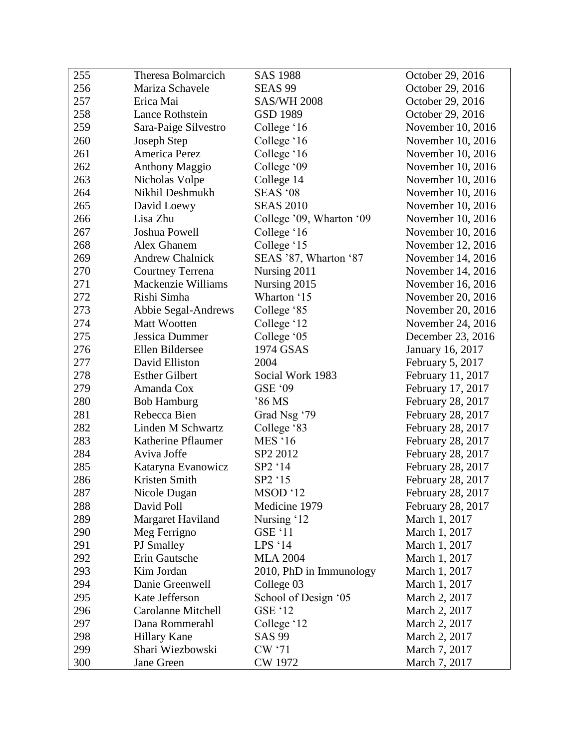| 255 | Theresa Bolmarcich | SAS 1988 | October 29, 2016 |
|---|---|---|---|
| 256 | Mariza Schavele | SEAS 99 | October 29, 2016 |
| 257 | Erica Mai | SAS/WH 2008 | October 29, 2016 |
| 258 | Lance Rothstein | GSD 1989 | October 29, 2016 |
| 259 | Sara-Paige Silvestro | College '16 | November 10, 2016 |
| 260 | Joseph Step | College '16 | November 10, 2016 |
| 261 | America Perez | College '16 | November 10, 2016 |
| 262 | Anthony Maggio | College '09 | November 10, 2016 |
| 263 | Nicholas Volpe | College 14 | November 10, 2016 |
| 264 | Nikhil Deshmukh | SEAS '08 | November 10, 2016 |
| 265 | David Loewy | SEAS 2010 | November 10, 2016 |
| 266 | Lisa Zhu | College '09, Wharton '09 | November 10, 2016 |
| 267 | Joshua Powell | College '16 | November 10, 2016 |
| 268 | Alex Ghanem | College '15 | November 12, 2016 |
| 269 | Andrew Chalnick | SEAS '87, Wharton '87 | November 14, 2016 |
| 270 | Courtney Terrena | Nursing 2011 | November 14, 2016 |
| 271 | Mackenzie Williams | Nursing 2015 | November 16, 2016 |
| 272 | Rishi Simha | Wharton '15 | November 20, 2016 |
| 273 | Abbie Segal-Andrews | College '85 | November 20, 2016 |
| 274 | Matt Wootten | College '12 | November 24, 2016 |
| 275 | Jessica Dummer | College '05 | December 23, 2016 |
| 276 | Ellen Bildersee | 1974 GSAS | January 16, 2017 |
| 277 | David Elliston | 2004 | February 5, 2017 |
| 278 | Esther Gilbert | Social Work 1983 | February 11, 2017 |
| 279 | Amanda Cox | GSE '09 | February 17, 2017 |
| 280 | Bob Hamburg | '86 MS | February 28, 2017 |
| 281 | Rebecca Bien | Grad Nsg '79 | February 28, 2017 |
| 282 | Linden M Schwartz | College '83 | February 28, 2017 |
| 283 | Katherine Pflaumer | MES '16 | February 28, 2017 |
| 284 | Aviva Joffe | SP2 2012 | February 28, 2017 |
| 285 | Kataryna Evanowicz | SP2 '14 | February 28, 2017 |
| 286 | Kristen Smith | SP2 '15 | February 28, 2017 |
| 287 | Nicole Dugan | MSOD '12 | February 28, 2017 |
| 288 | David Poll | Medicine 1979 | February 28, 2017 |
| 289 | Margaret Haviland | Nursing '12 | March 1, 2017 |
| 290 | Meg Ferrigno | GSE '11 | March 1, 2017 |
| 291 | PJ Smalley | LPS '14 | March 1, 2017 |
| 292 | Erin Gautsche | MLA 2004 | March 1, 2017 |
| 293 | Kim Jordan | 2010, PhD in Immunology | March 1, 2017 |
| 294 | Danie Greenwell | College 03 | March 1, 2017 |
| 295 | Kate Jefferson | School of Design '05 | March 2, 2017 |
| 296 | Carolanne Mitchell | GSE '12 | March 2, 2017 |
| 297 | Dana Rommerahl | College '12 | March 2, 2017 |
| 298 | Hillary Kane | SAS 99 | March 2, 2017 |
| 299 | Shari Wiezbowski | CW '71 | March 7, 2017 |
| 300 | Jane Green | CW 1972 | March 7, 2017 |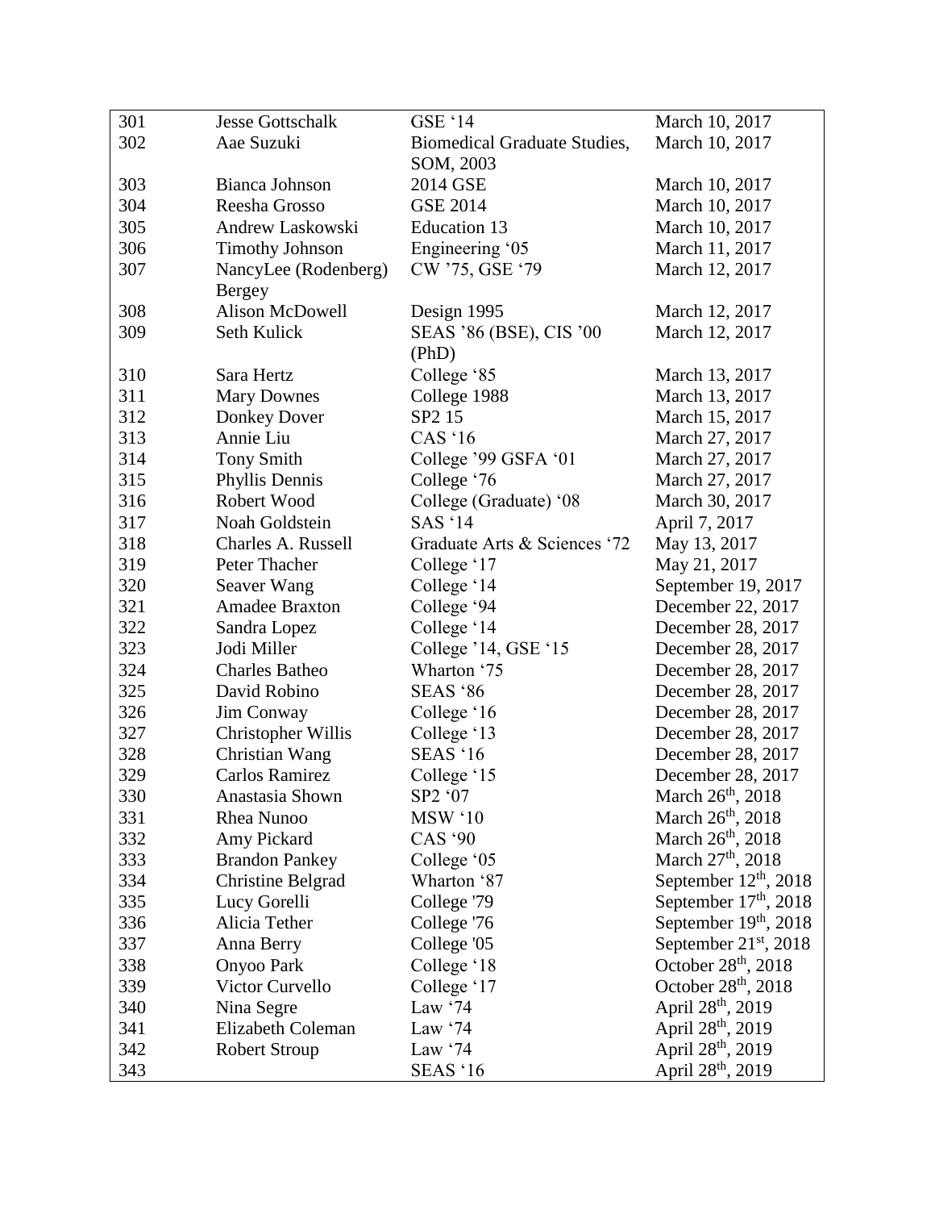| | | | |
|---|---|---|---|
| 301 | Jesse Gottschalk | GSE '14 | March 10, 2017 |
| 302 | Aae Suzuki | Biomedical Graduate Studies, SOM, 2003 | March 10, 2017 |
| 303 | Bianca Johnson | 2014 GSE | March 10, 2017 |
| 304 | Reesha Grosso | GSE 2014 | March 10, 2017 |
| 305 | Andrew Laskowski | Education 13 | March 10, 2017 |
| 306 | Timothy Johnson | Engineering '05 | March 11, 2017 |
| 307 | NancyLee (Rodenberg) Bergey | CW '75, GSE '79 | March 12, 2017 |
| 308 | Alison McDowell | Design 1995 | March 12, 2017 |
| 309 | Seth Kulick | SEAS '86 (BSE), CIS '00 (PhD) | March 12, 2017 |
| 310 | Sara Hertz | College '85 | March 13, 2017 |
| 311 | Mary Downes | College 1988 | March 13, 2017 |
| 312 | Donkey Dover | SP2 15 | March 15, 2017 |
| 313 | Annie Liu | CAS '16 | March 27, 2017 |
| 314 | Tony Smith | College '99 GSFA '01 | March 27, 2017 |
| 315 | Phyllis Dennis | College '76 | March 27, 2017 |
| 316 | Robert Wood | College (Graduate) '08 | March 30, 2017 |
| 317 | Noah Goldstein | SAS '14 | April 7, 2017 |
| 318 | Charles A. Russell | Graduate Arts & Sciences '72 | May 13, 2017 |
| 319 | Peter Thacher | College '17 | May 21, 2017 |
| 320 | Seaver Wang | College '14 | September 19, 2017 |
| 321 | Amadee Braxton | College '94 | December 22, 2017 |
| 322 | Sandra Lopez | College '14 | December 28, 2017 |
| 323 | Jodi Miller | College '14, GSE '15 | December 28, 2017 |
| 324 | Charles Batheo | Wharton '75 | December 28, 2017 |
| 325 | David Robino | SEAS '86 | December 28, 2017 |
| 326 | Jim Conway | College '16 | December 28, 2017 |
| 327 | Christopher Willis | College '13 | December 28, 2017 |
| 328 | Christian Wang | SEAS '16 | December 28, 2017 |
| 329 | Carlos Ramirez | College '15 | December 28, 2017 |
| 330 | Anastasia Shown | SP2 '07 | March 26th, 2018 |
| 331 | Rhea Nunoo | MSW '10 | March 26th, 2018 |
| 332 | Amy Pickard | CAS '90 | March 26th, 2018 |
| 333 | Brandon Pankey | College '05 | March 27th, 2018 |
| 334 | Christine Belgrad | Wharton '87 | September 12th, 2018 |
| 335 | Lucy Gorelli | College '79 | September 17th, 2018 |
| 336 | Alicia Tether | College '76 | September 19th, 2018 |
| 337 | Anna Berry | College '05 | September 21st, 2018 |
| 338 | Onyoo Park | College '18 | October 28th, 2018 |
| 339 | Victor Curvello | College '17 | October 28th, 2018 |
| 340 | Nina Segre | Law '74 | April 28th, 2019 |
| 341 | Elizabeth Coleman | Law '74 | April 28th, 2019 |
| 342 | Robert Stroup | Law '74 | April 28th, 2019 |
| 343 | | SEAS '16 | April 28th, 2019 |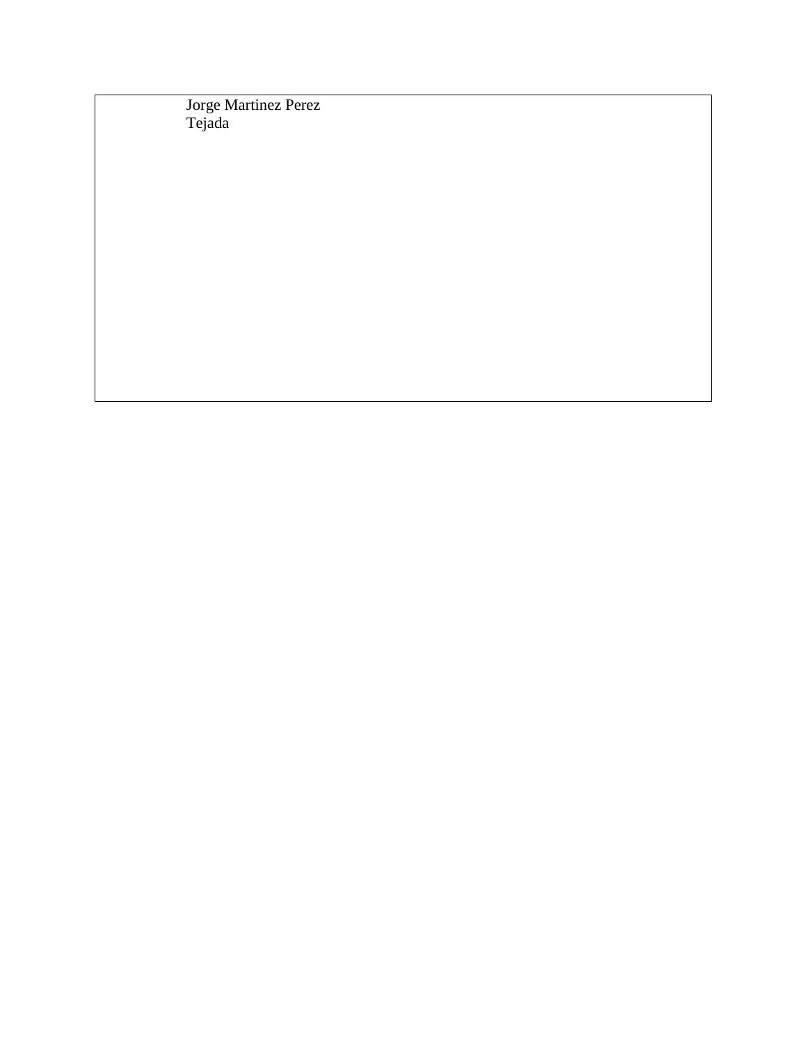Jorge Martinez Perez
Tejada